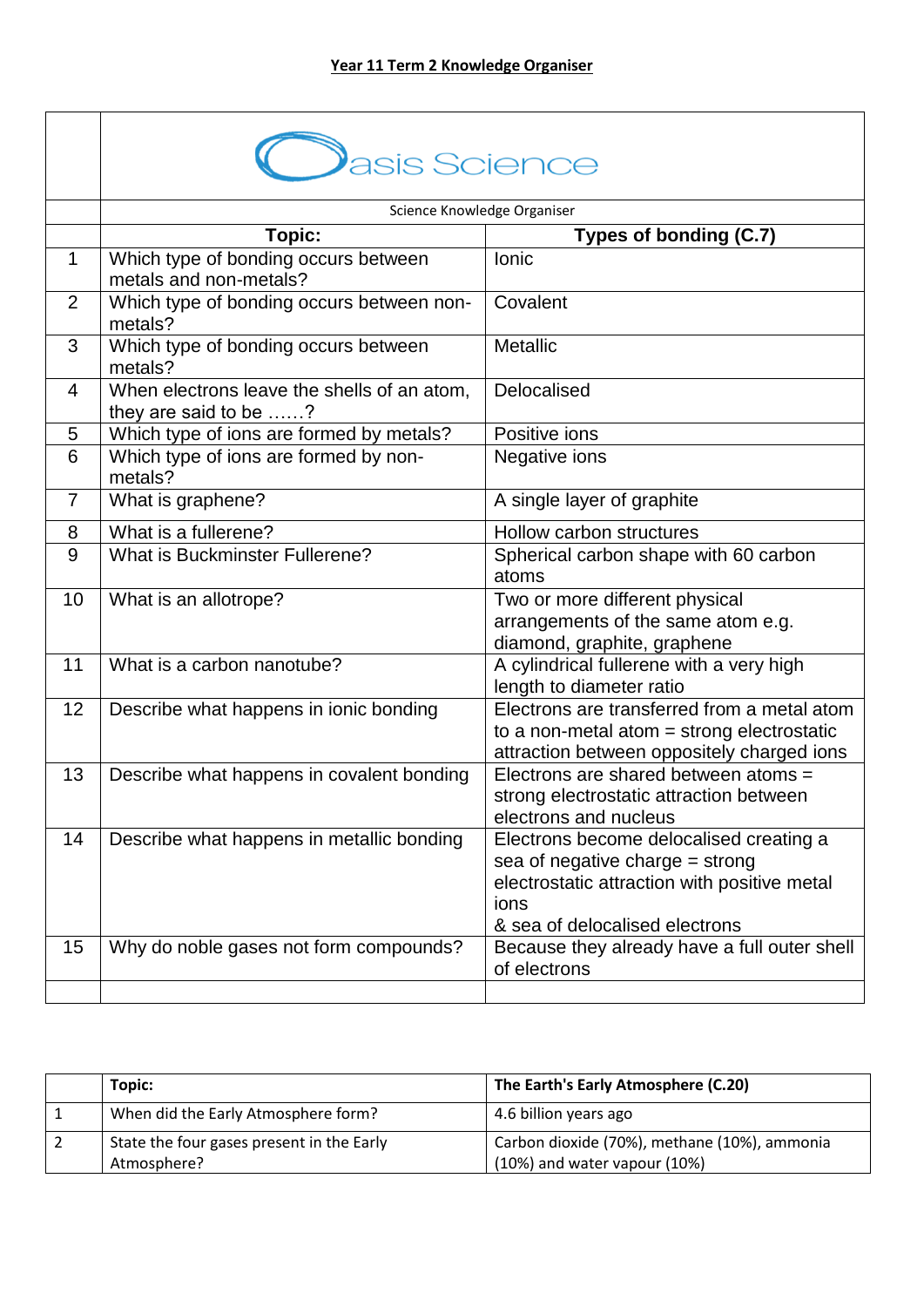**Year 11 Term 2 Knowledge Organiser**

Oasis Science

Science Knowledge Organiser

| | Topic: | Types of bonding (C.7) |
|---|---|---|
| 1 | Which type of bonding occurs between metals and non-metals? | Ionic |
| 2 | Which type of bonding occurs between non-metals? | Covalent |
| 3 | Which type of bonding occurs between metals? | Metallic |
| 4 | When electrons leave the shells of an atom, they are said to be ……? | Delocalised |
| 5 | Which type of ions are formed by metals? | Positive ions |
| 6 | Which type of ions are formed by non-metals? | Negative ions |
| 7 | What is graphene? | A single layer of graphite |
| 8 | What is a fullerene? | Hollow carbon structures |
| 9 | What is Buckminster Fullerene? | Spherical carbon shape with 60 carbon atoms |
| 10 | What is an allotrope? | Two or more different physical arrangements of the same atom e.g. diamond, graphite, graphene |
| 11 | What is a carbon nanotube? | A cylindrical fullerene with a very high length to diameter ratio |
| 12 | Describe what happens in ionic bonding | Electrons are transferred from a metal atom to a non-metal atom = strong electrostatic attraction between oppositely charged ions |
| 13 | Describe what happens in covalent bonding | Electrons are shared between atoms = strong electrostatic attraction between electrons and nucleus |
| 14 | Describe what happens in metallic bonding | Electrons become delocalised creating a sea of negative charge = strong electrostatic attraction with positive metal ions & sea of delocalised electrons |
| 15 | Why do noble gases not form compounds? | Because they already have a full outer shell of electrons |
| | | |

| | **Topic:** | **The Earth's Early Atmosphere (C.20)** |
|---|---|---|
| 1 | When did the Early Atmosphere form? | 4.6 billion years ago |
| 2 | State the four gases present in the Early Atmosphere? | Carbon dioxide (70%), methane (10%), ammonia (10%) and water vapour (10%) |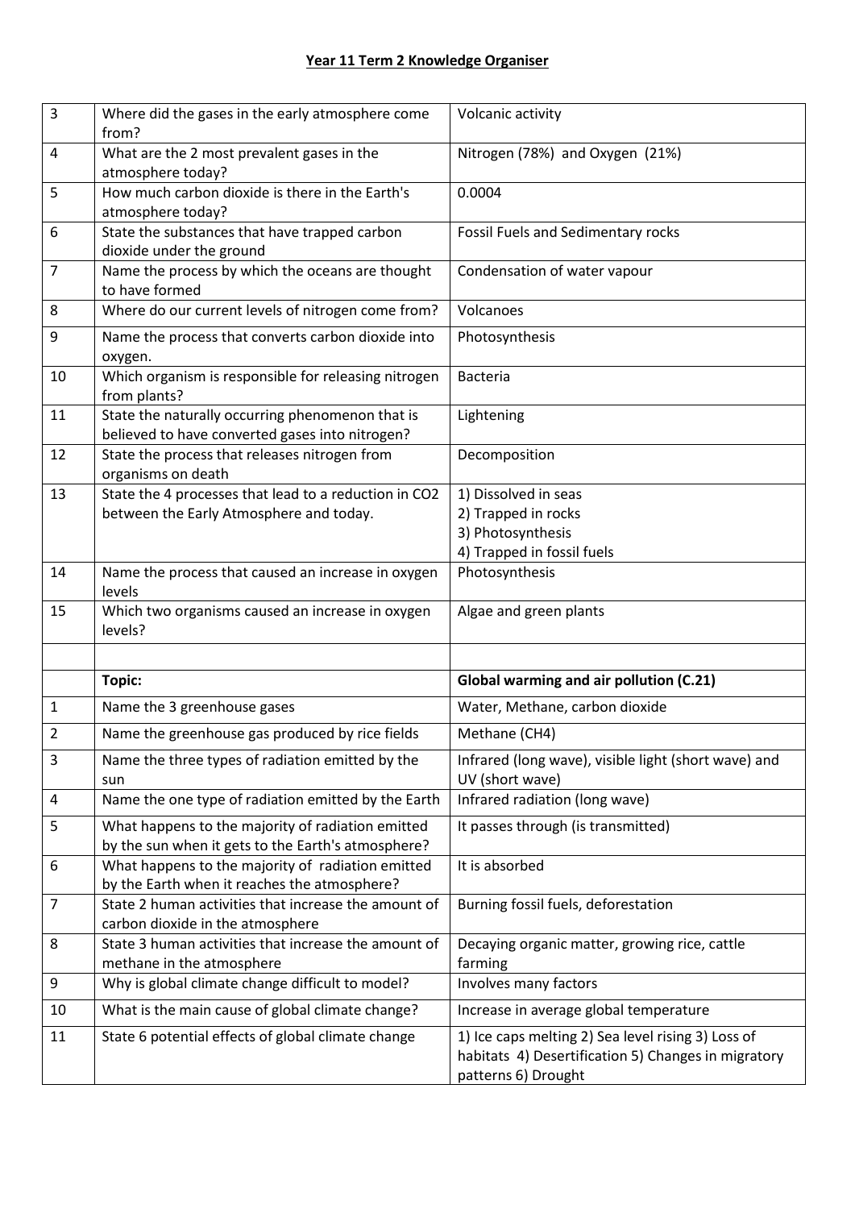**Year 11 Term 2 Knowledge Organiser**

| | | |
|---|---|---|
| 3 | Where did the gases in the early atmosphere come from? | Volcanic activity |
| 4 | What are the 2 most prevalent gases in the atmosphere today? | Nitrogen (78%) and Oxygen (21%) |
| 5 | How much carbon dioxide is there in the Earth's atmosphere today? | 0.0004 |
| 6 | State the substances that have trapped carbon dioxide under the ground | Fossil Fuels and Sedimentary rocks |
| 7 | Name the process by which the oceans are thought to have formed | Condensation of water vapour |
| 8 | Where do our current levels of nitrogen come from? | Volcanoes |
| 9 | Name the process that converts carbon dioxide into oxygen. | Photosynthesis |
| 10 | Which organism is responsible for releasing nitrogen from plants? | Bacteria |
| 11 | State the naturally occurring phenomenon that is believed to have converted gases into nitrogen? | Lightening |
| 12 | State the process that releases nitrogen from organisms on death | Decomposition |
| 13 | State the 4 processes that lead to a reduction in $CO_2$ between the Early Atmosphere and today. | 1) Dissolved in seas<br>2) Trapped in rocks<br>3) Photosynthesis<br>4) Trapped in fossil fuels |
| 14 | Name the process that caused an increase in oxygen levels | Photosynthesis |
| 15 | Which two organisms caused an increase in oxygen levels? | Algae and green plants |
| | | |
| | **Topic:** | **Global warming and air pollution (C.21)** |
| 1 | Name the 3 greenhouse gases | Water, Methane, carbon dioxide |
| 2 | Name the greenhouse gas produced by rice fields | Methane ($CH_4$) |
| 3 | Name the three types of radiation emitted by the sun | Infrared (long wave), visible light (short wave) and UV (short wave) |
| 4 | Name the one type of radiation emitted by the Earth | Infrared radiation (long wave) |
| 5 | What happens to the majority of radiation emitted by the sun when it gets to the Earth's atmosphere? | It passes through (is transmitted) |
| 6 | What happens to the majority of radiation emitted by the Earth when it reaches the atmosphere? | It is absorbed |
| 7 | State 2 human activities that increase the amount of carbon dioxide in the atmosphere | Burning fossil fuels, deforestation |
| 8 | State 3 human activities that increase the amount of methane in the atmosphere | Decaying organic matter, growing rice, cattle farming |
| 9 | Why is global climate change difficult to model? | Involves many factors |
| 10 | What is the main cause of global climate change? | Increase in average global temperature |
| 11 | State 6 potential effects of global climate change | 1) Ice caps melting 2) Sea level rising 3) Loss of habitats 4) Desertification 5) Changes in migratory patterns 6) Drought |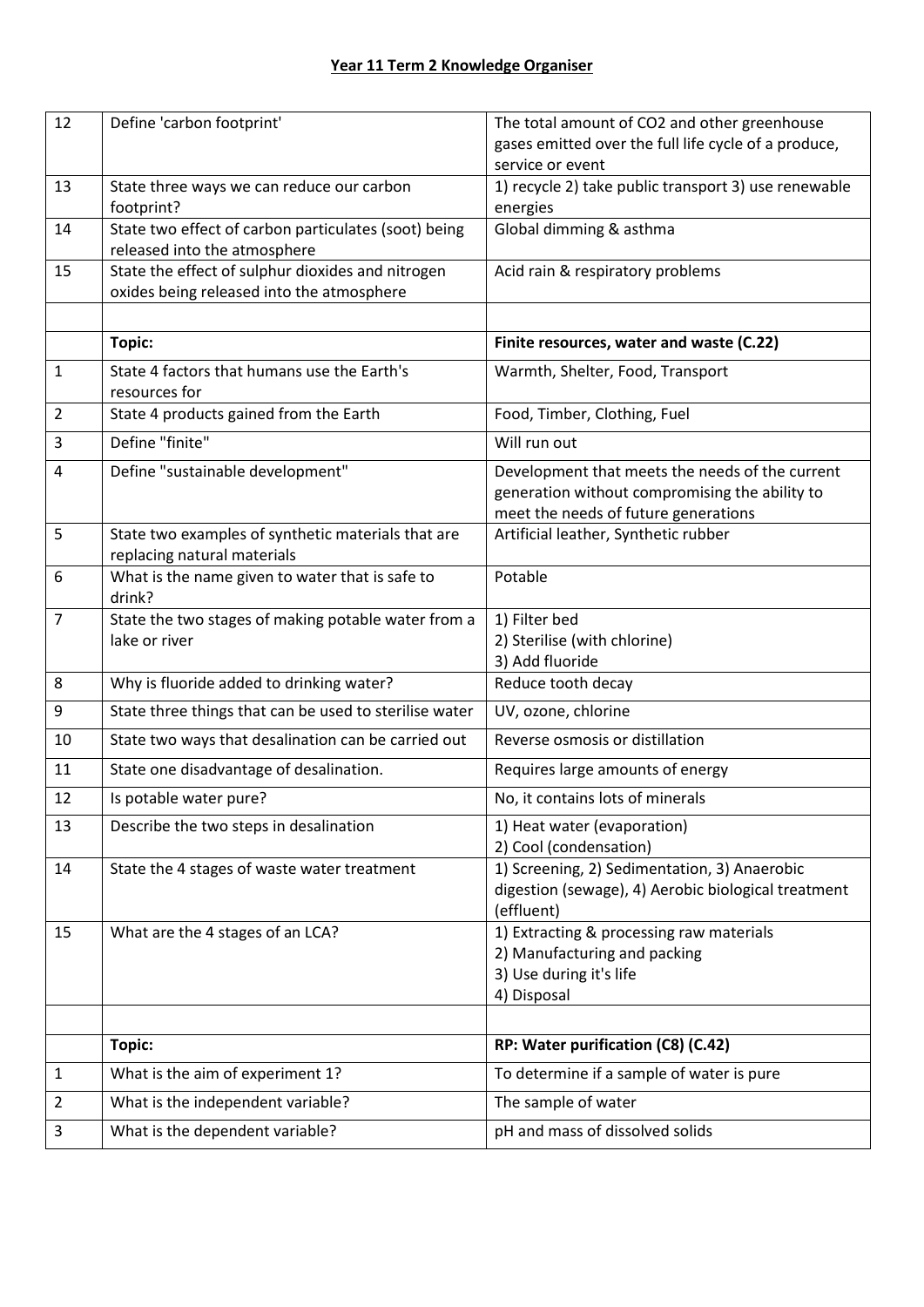# Year 11 Term 2 Knowledge Organiser

| | | |
|---|---|---|
| 12 | Define 'carbon footprint' | The total amount of CO2 and other greenhouse gases emitted over the full life cycle of a produce, service or event |
| 13 | State three ways we can reduce our carbon footprint? | 1) recycle 2) take public transport 3) use renewable energies |
| 14 | State two effect of carbon particulates (soot) being released into the atmosphere | Global dimming & asthma |
| 15 | State the effect of sulphur dioxides and nitrogen oxides being released into the atmosphere | Acid rain & respiratory problems |
| | | |
| | **Topic:** | **Finite resources, water and waste (C.22)** |
| 1 | State 4 factors that humans use the Earth's resources for | Warmth, Shelter, Food, Transport |
| 2 | State 4 products gained from the Earth | Food, Timber, Clothing, Fuel |
| 3 | Define "finite" | Will run out |
| 4 | Define "sustainable development" | Development that meets the needs of the current generation without compromising the ability to meet the needs of future generations |
| 5 | State two examples of synthetic materials that are replacing natural materials | Artificial leather, Synthetic rubber |
| 6 | What is the name given to water that is safe to drink? | Potable |
| 7 | State the two stages of making potable water from a lake or river | 1) Filter bed<br>2) Sterilise (with chlorine)<br>3) Add fluoride |
| 8 | Why is fluoride added to drinking water? | Reduce tooth decay |
| 9 | State three things that can be used to sterilise water | UV, ozone, chlorine |
| 10 | State two ways that desalination can be carried out | Reverse osmosis or distillation |
| 11 | State one disadvantage of desalination. | Requires large amounts of energy |
| 12 | Is potable water pure? | No, it contains lots of minerals |
| 13 | Describe the two steps in desalination | 1) Heat water (evaporation)<br>2) Cool (condensation) |
| 14 | State the 4 stages of waste water treatment | 1) Screening, 2) Sedimentation, 3) Anaerobic digestion (sewage), 4) Aerobic biological treatment (effluent) |
| 15 | What are the 4 stages of an LCA? | 1) Extracting & processing raw materials<br>2) Manufacturing and packing<br>3) Use during it's life<br>4) Disposal |
| | | |
| | **Topic:** | **RP: Water purification (C8) (C.42)** |
| 1 | What is the aim of experiment 1? | To determine if a sample of water is pure |
| 2 | What is the independent variable? | The sample of water |
| 3 | What is the dependent variable? | pH and mass of dissolved solids |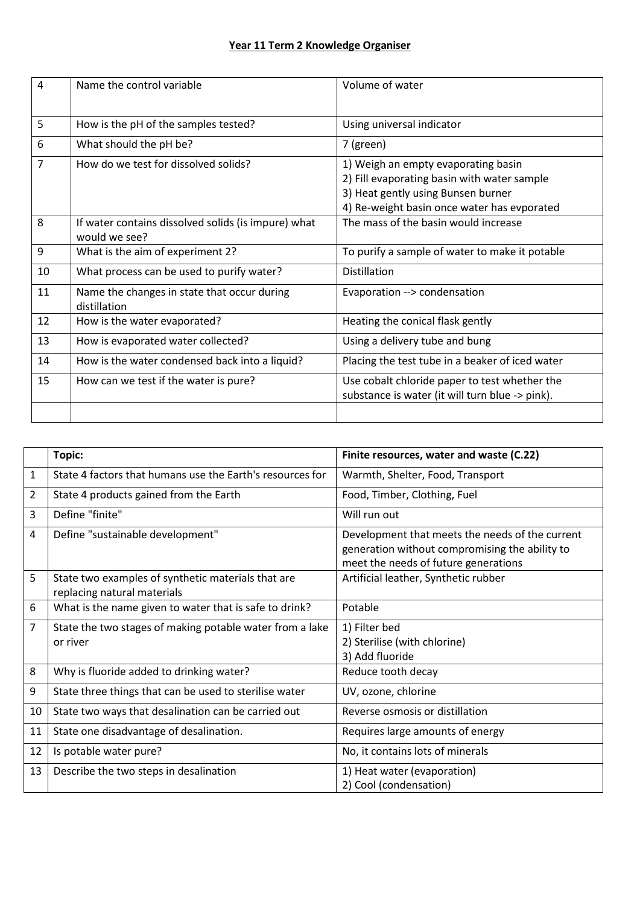**Year 11 Term 2 Knowledge Organiser**

| | | |
|---|---|---|
| 4 | Name the control variable | Volume of water |
| 5 | How is the pH of the samples tested? | Using universal indicator |
| 6 | What should the pH be? | 7 (green) |
| 7 | How do we test for dissolved solids? | 1) Weigh an empty evaporating basin<br>2) Fill evaporating basin with water sample<br>3) Heat gently using Bunsen burner<br>4) Re-weight basin once water has evporated |
| 8 | If water contains dissolved solids (is impure) what would we see? | The mass of the basin would increase |
| 9 | What is the aim of experiment 2? | To purify a sample of water to make it potable |
| 10 | What process can be used to purify water? | Distillation |
| 11 | Name the changes in state that occur during distillation | Evaporation --> condensation |
| 12 | How is the water evaporated? | Heating the conical flask gently |
| 13 | How is evaporated water collected? | Using a delivery tube and bung |
| 14 | How is the water condensed back into a liquid? | Placing the test tube in a beaker of iced water |
| 15 | How can we test if the water is pure? | Use cobalt chloride paper to test whether the substance is water (it will turn blue -> pink). |
| | | |

| | **Topic:** | **Finite resources, water and waste (C.22)** |
|---|---|---|
| 1 | State 4 factors that humans use the Earth's resources for | Warmth, Shelter, Food, Transport |
| 2 | State 4 products gained from the Earth | Food, Timber, Clothing, Fuel |
| 3 | Define "finite" | Will run out |
| 4 | Define "sustainable development" | Development that meets the needs of the current generation without compromising the ability to meet the needs of future generations |
| 5 | State two examples of synthetic materials that are replacing natural materials | Artificial leather, Synthetic rubber |
| 6 | What is the name given to water that is safe to drink? | Potable |
| 7 | State the two stages of making potable water from a lake or river | 1) Filter bed<br>2) Sterilise (with chlorine)<br>3) Add fluoride |
| 8 | Why is fluoride added to drinking water? | Reduce tooth decay |
| 9 | State three things that can be used to sterilise water | UV, ozone, chlorine |
| 10 | State two ways that desalination can be carried out | Reverse osmosis or distillation |
| 11 | State one disadvantage of desalination. | Requires large amounts of energy |
| 12 | Is potable water pure? | No, it contains lots of minerals |
| 13 | Describe the two steps in desalination | 1) Heat water (evaporation)<br>2) Cool (condensation) |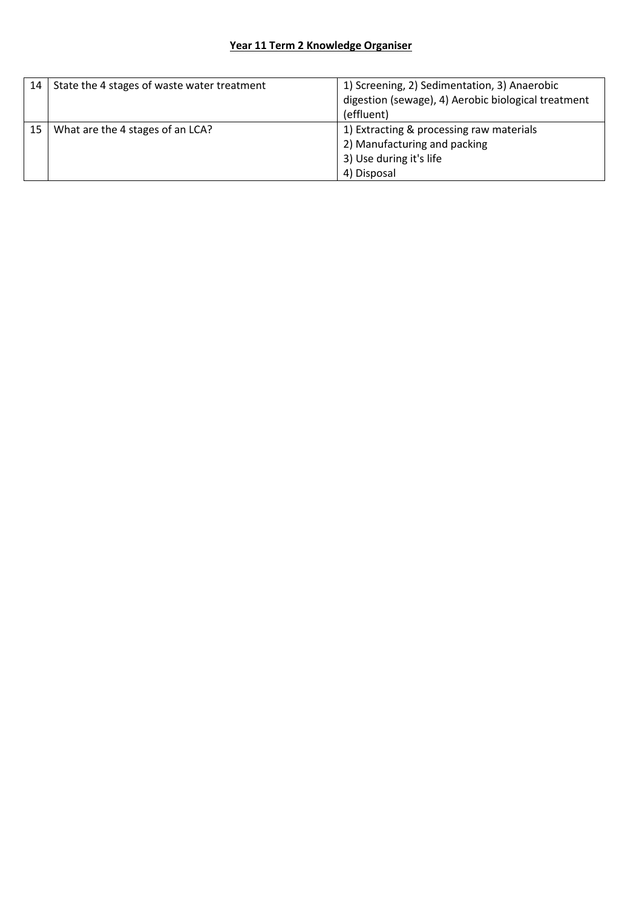**Year 11 Term 2 Knowledge Organiser**

| | | |
|---|---|---|
| 14 | State the 4 stages of waste water treatment | 1) Screening, 2) Sedimentation, 3) Anaerobic digestion (sewage), 4) Aerobic biological treatment (effluent) |
| 15 | What are the 4 stages of an LCA? | 1) Extracting & processing raw materials<br>2) Manufacturing and packing<br>3) Use during it's life<br>4) Disposal |